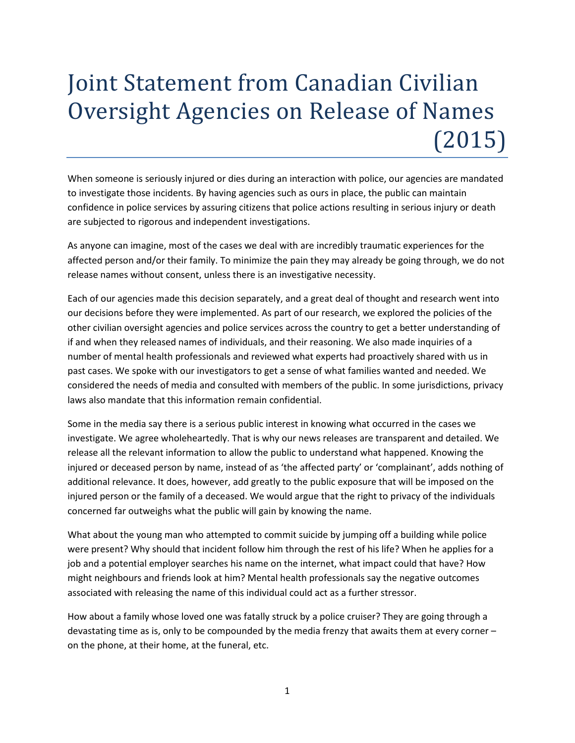# Joint Statement from Canadian Civilian Oversight Agencies on Release of Names (2015)

When someone is seriously injured or dies during an interaction with police, our agencies are mandated to investigate those incidents. By having agencies such as ours in place, the public can maintain confidence in police services by assuring citizens that police actions resulting in serious injury or death are subjected to rigorous and independent investigations.

As anyone can imagine, most of the cases we deal with are incredibly traumatic experiences for the affected person and/or their family. To minimize the pain they may already be going through, we do not release names without consent, unless there is an investigative necessity.

Each of our agencies made this decision separately, and a great deal of thought and research went into our decisions before they were implemented. As part of our research, we explored the policies of the other civilian oversight agencies and police services across the country to get a better understanding of if and when they released names of individuals, and their reasoning. We also made inquiries of a number of mental health professionals and reviewed what experts had proactively shared with us in past cases. We spoke with our investigators to get a sense of what families wanted and needed. We considered the needs of media and consulted with members of the public. In some jurisdictions, privacy laws also mandate that this information remain confidential.

Some in the media say there is a serious public interest in knowing what occurred in the cases we investigate. We agree wholeheartedly. That is why our news releases are transparent and detailed. We release all the relevant information to allow the public to understand what happened. Knowing the injured or deceased person by name, instead of as 'the affected party' or 'complainant', adds nothing of additional relevance. It does, however, add greatly to the public exposure that will be imposed on the injured person or the family of a deceased. We would argue that the right to privacy of the individuals concerned far outweighs what the public will gain by knowing the name.

What about the young man who attempted to commit suicide by jumping off a building while police were present? Why should that incident follow him through the rest of his life? When he applies for a job and a potential employer searches his name on the internet, what impact could that have? How might neighbours and friends look at him? Mental health professionals say the negative outcomes associated with releasing the name of this individual could act as a further stressor.

How about a family whose loved one was fatally struck by a police cruiser? They are going through a devastating time as is, only to be compounded by the media frenzy that awaits them at every corner – on the phone, at their home, at the funeral, etc.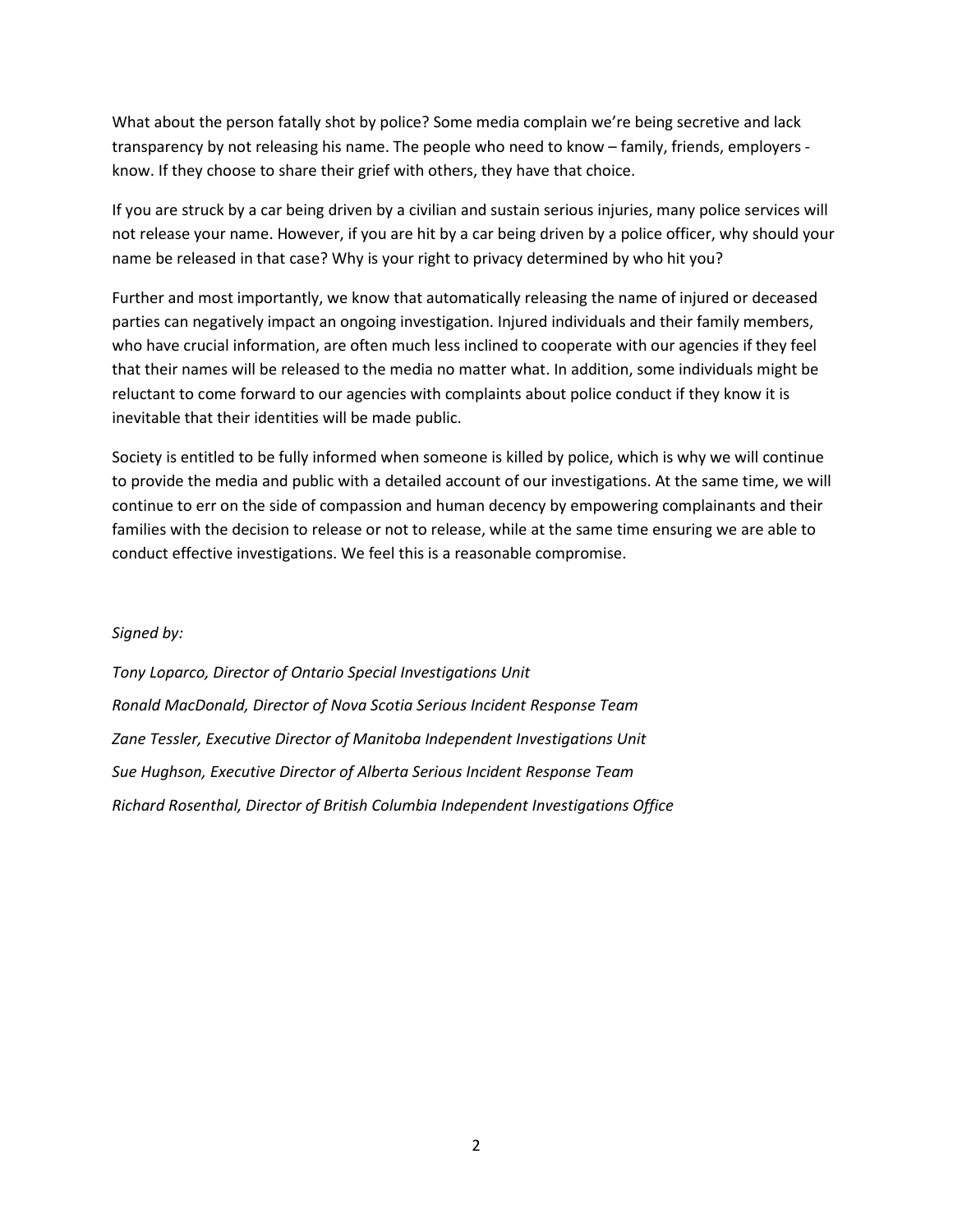What about the person fatally shot by police? Some media complain we're being secretive and lack transparency by not releasing his name. The people who need to know – family, friends, employers - know. If they choose to share their grief with others, they have that choice.

If you are struck by a car being driven by a civilian and sustain serious injuries, many police services will not release your name. However, if you are hit by a car being driven by a police officer, why should your name be released in that case? Why is your right to privacy determined by who hit you?

Further and most importantly, we know that automatically releasing the name of injured or deceased parties can negatively impact an ongoing investigation. Injured individuals and their family members, who have crucial information, are often much less inclined to cooperate with our agencies if they feel that their names will be released to the media no matter what. In addition, some individuals might be reluctant to come forward to our agencies with complaints about police conduct if they know it is inevitable that their identities will be made public.

Society is entitled to be fully informed when someone is killed by police, which is why we will continue to provide the media and public with a detailed account of our investigations. At the same time, we will continue to err on the side of compassion and human decency by empowering complainants and their families with the decision to release or not to release, while at the same time ensuring we are able to conduct effective investigations. We feel this is a reasonable compromise.

*Signed by:*

*Tony Loparco, Director of Ontario Special Investigations Unit*

*Ronald MacDonald, Director of Nova Scotia Serious Incident Response Team*

*Zane Tessler, Executive Director of Manitoba Independent Investigations Unit*

*Sue Hughson, Executive Director of Alberta Serious Incident Response Team*

*Richard Rosenthal, Director of British Columbia Independent Investigations Office*